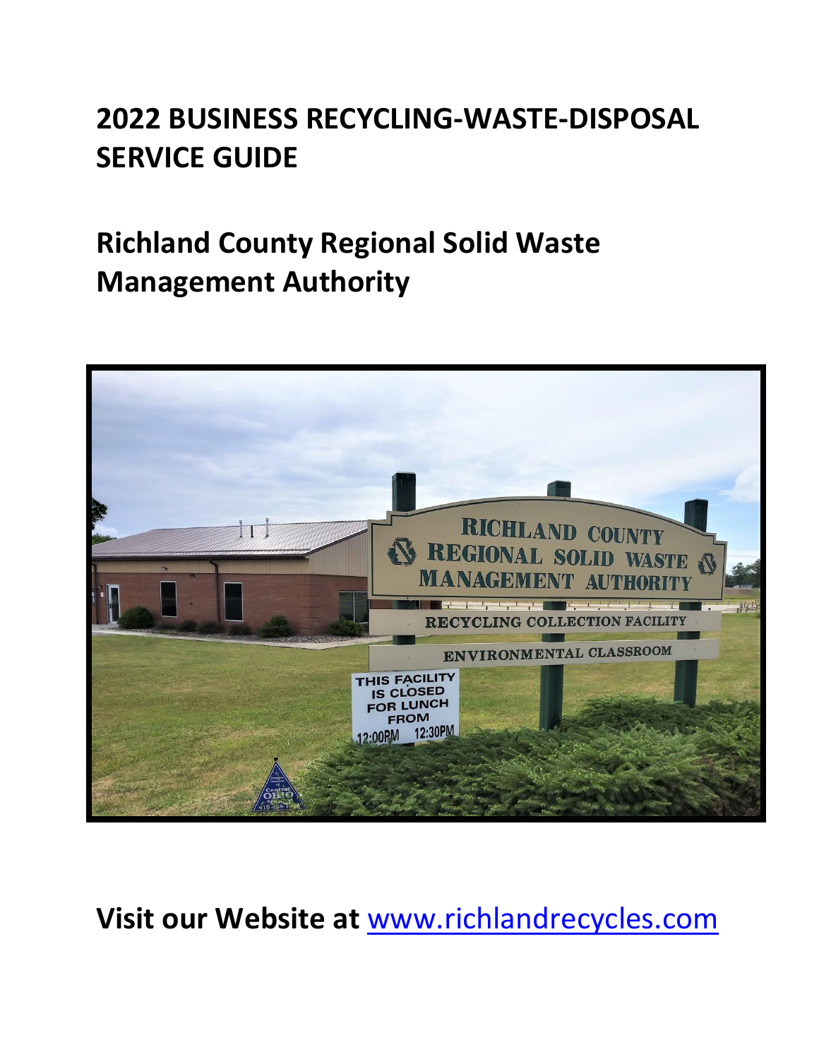# 2022 BUSINESS RECYCLING-WASTE-DISPOSAL SERVICE GUIDE

# Richland County Regional Solid Waste Management Authority

**Visit our Website at [www.richlandrecycles.com](http://www.richlandrecycles.com)**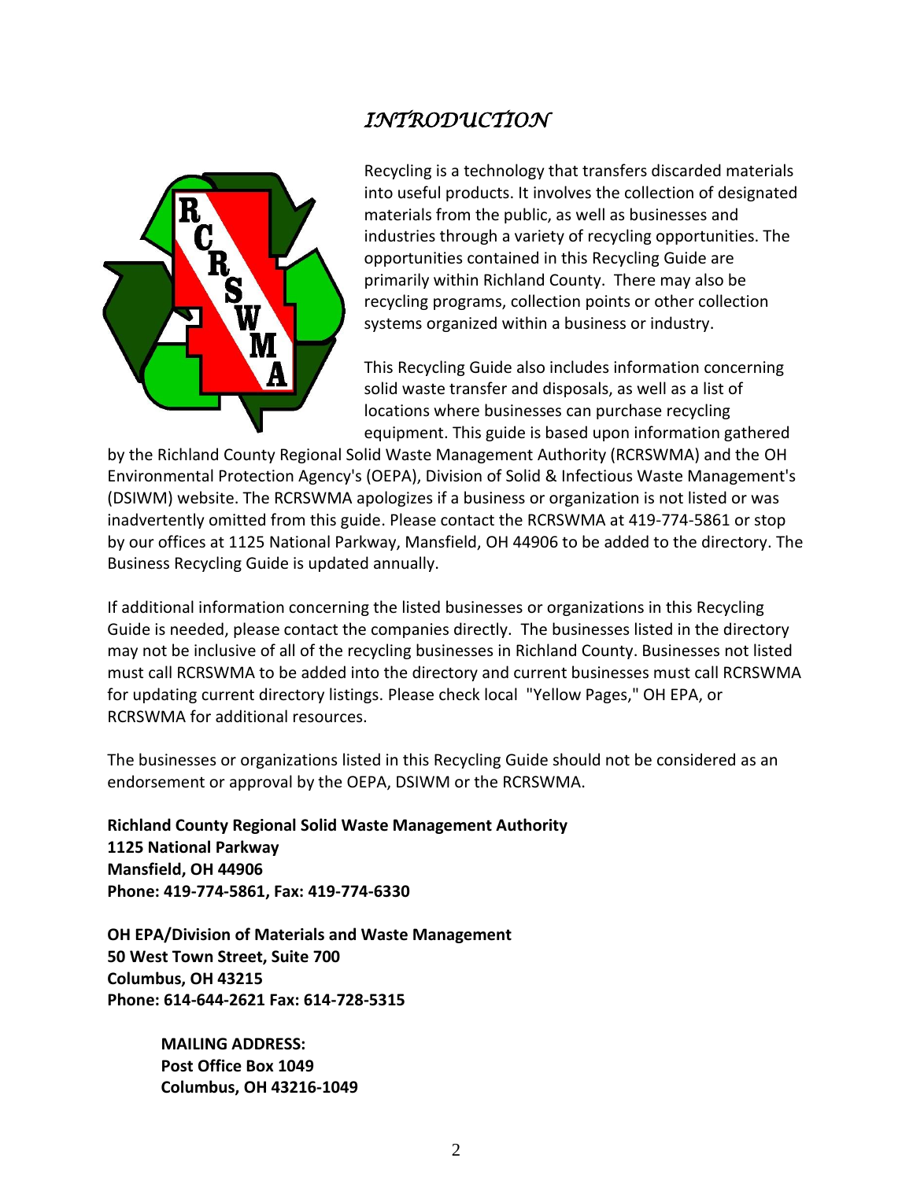# *INTRODUCTION*

Recycling is a technology that transfers discarded materials into useful products. It involves the collection of designated materials from the public, as well as businesses and industries through a variety of recycling opportunities. The opportunities contained in this Recycling Guide are primarily within Richland County. There may also be recycling programs, collection points or other collection systems organized within a business or industry.

This Recycling Guide also includes information concerning solid waste transfer and disposals, as well as a list of locations where businesses can purchase recycling equipment. This guide is based upon information gathered by the Richland County Regional Solid Waste Management Authority (RCRSWMA) and the OH Environmental Protection Agency's (OEPA), Division of Solid & Infectious Waste Management's (DSIWM) website. The RCRSWMA apologizes if a business or organization is not listed or was inadvertently omitted from this guide. Please contact the RCRSWMA at 419-774-5861 or stop by our offices at 1125 National Parkway, Mansfield, OH 44906 to be added to the directory. The Business Recycling Guide is updated annually.

If additional information concerning the listed businesses or organizations in this Recycling Guide is needed, please contact the companies directly. The businesses listed in the directory may not be inclusive of all of the recycling businesses in Richland County. Businesses not listed must call RCRSWMA to be added into the directory and current businesses must call RCRSWMA for updating current directory listings. Please check local "Yellow Pages," OH EPA, or RCRSWMA for additional resources.

The businesses or organizations listed in this Recycling Guide should not be considered as an endorsement or approval by the OEPA, DSIWM or the RCRSWMA.

**Richland County Regional Solid Waste Management Authority**
**1125 National Parkway**
**Mansfield, OH 44906**
**Phone: 419-774-5861, Fax: 419-774-6330**

**OH EPA/Division of Materials and Waste Management**
**50 West Town Street, Suite 700**
**Columbus, OH 43215**
**Phone: 614-644-2621 Fax: 614-728-5315**

> **MAILING ADDRESS:**
> **Post Office Box 1049**
> **Columbus, OH 43216-1049**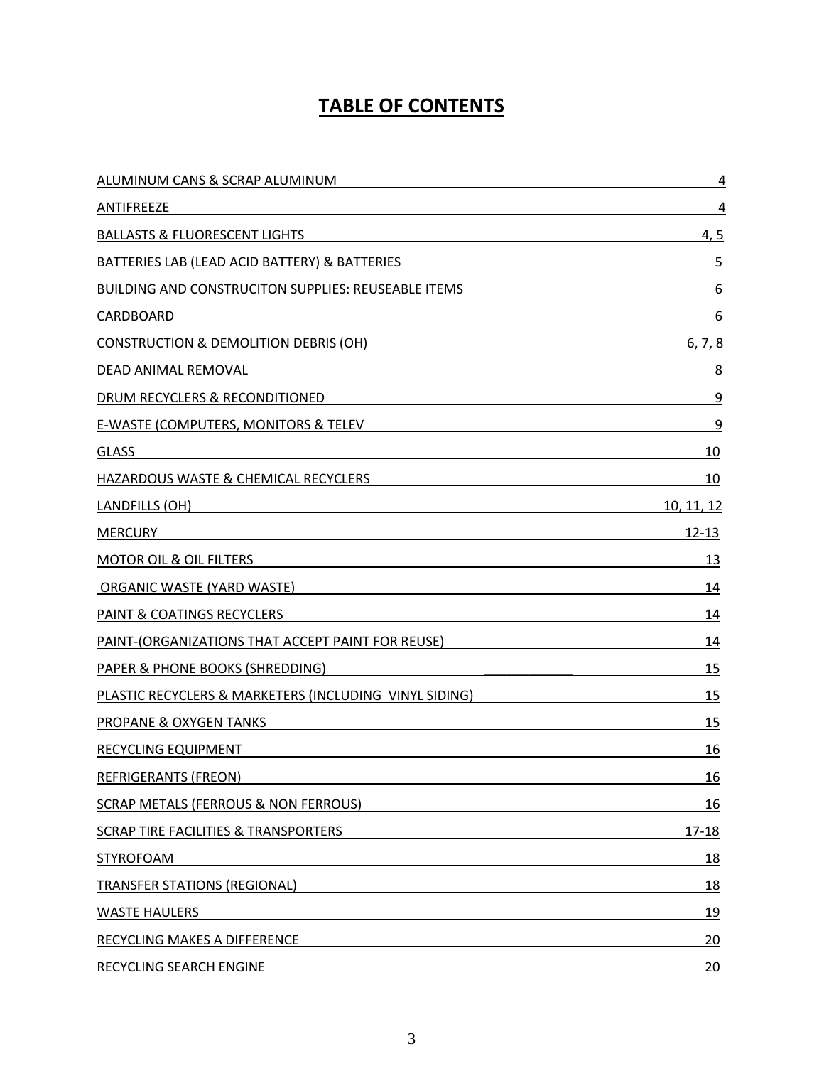# TABLE OF CONTENTS

| | |
|---|---|
| ALUMINUM CANS & SCRAP ALUMINUM | 4 |
| ANTIFREEZE | 4 |
| BALLASTS & FLUORESCENT LIGHTS | 4, 5 |
| BATTERIES LAB (LEAD ACID BATTERY) & BATTERIES | 5 |
| BUILDING AND CONSTRUCITON SUPPLIES: REUSEABLE ITEMS | 6 |
| CARDBOARD | 6 |
| CONSTRUCTION & DEMOLITION DEBRIS (OH) | 6, 7, 8 |
| DEAD ANIMAL REMOVAL | 8 |
| DRUM RECYCLERS & RECONDITIONED | 9 |
| E-WASTE (COMPUTERS, MONITORS & TELEV | 9 |
| GLASS | 10 |
| HAZARDOUS WASTE & CHEMICAL RECYCLERS | 10 |
| LANDFILLS (OH) | 10, 11, 12 |
| MERCURY | 12-13 |
| MOTOR OIL & OIL FILTERS | 13 |
| ORGANIC WASTE (YARD WASTE) | 14 |
| PAINT & COATINGS RECYCLERS | 14 |
| PAINT-(ORGANIZATIONS THAT ACCEPT PAINT FOR REUSE) | 14 |
| PAPER & PHONE BOOKS (SHREDDING) | 15 |
| PLASTIC RECYCLERS & MARKETERS (INCLUDING VINYL SIDING) | 15 |
| PROPANE & OXYGEN TANKS | 15 |
| RECYCLING EQUIPMENT | 16 |
| REFRIGERANTS (FREON) | 16 |
| SCRAP METALS (FERROUS & NON FERROUS) | 16 |
| SCRAP TIRE FACILITIES & TRANSPORTERS | 17-18 |
| STYROFOAM | 18 |
| TRANSFER STATIONS (REGIONAL) | 18 |
| WASTE HAULERS | 19 |
| RECYCLING MAKES A DIFFERENCE | 20 |
| RECYCLING SEARCH ENGINE | 20 |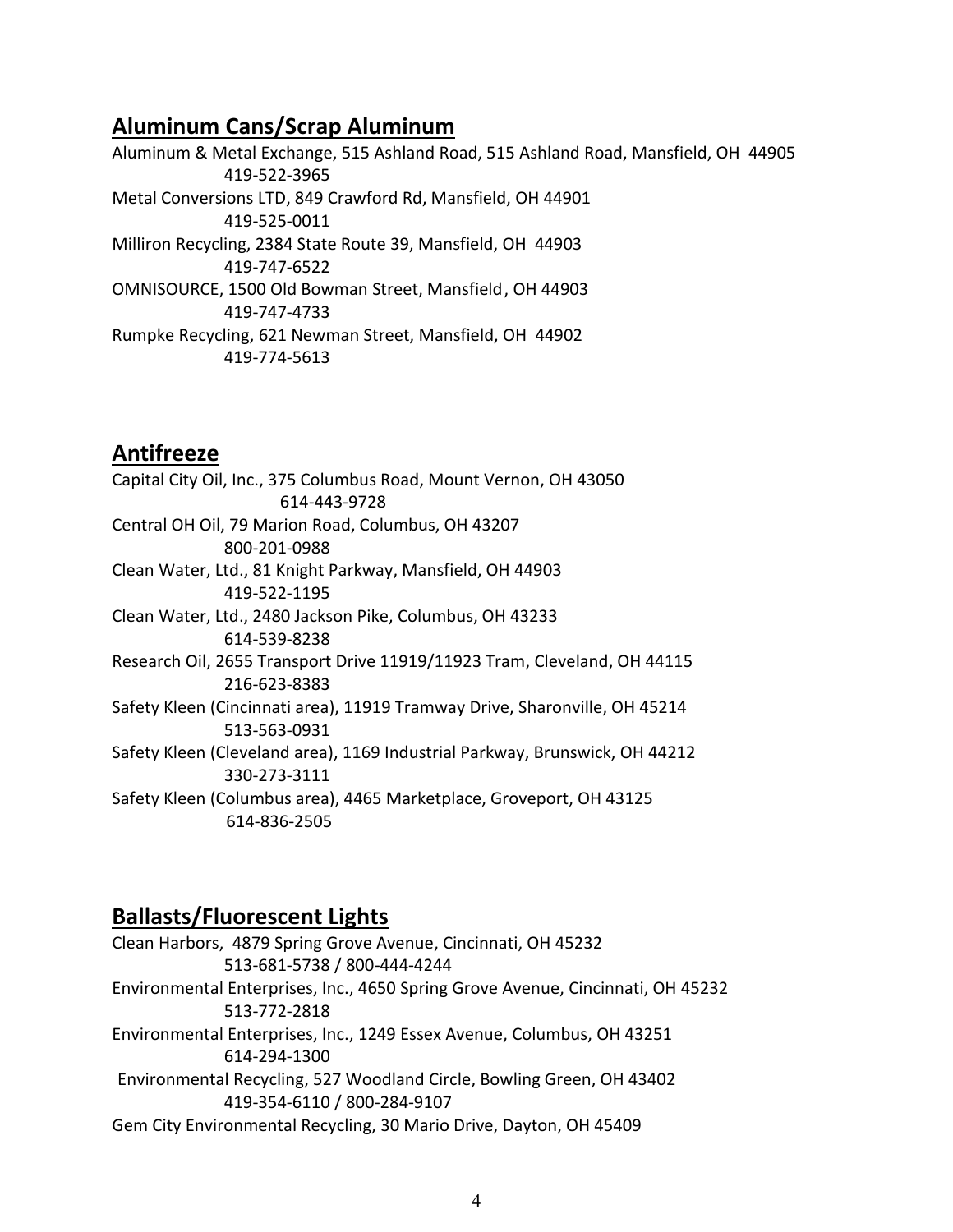## Aluminum Cans/Scrap Aluminum

Aluminum & Metal Exchange, 515 Ashland Road, 515 Ashland Road, Mansfield, OH 44905
419-522-3965

Metal Conversions LTD, 849 Crawford Rd, Mansfield, OH 44901
419-525-0011

Milliron Recycling, 2384 State Route 39, Mansfield, OH 44903
419-747-6522

OMNISOURCE, 1500 Old Bowman Street, Mansfield, OH 44903
419-747-4733

Rumpke Recycling, 621 Newman Street, Mansfield, OH 44902
419-774-5613

## Antifreeze

Capital City Oil, Inc., 375 Columbus Road, Mount Vernon, OH 43050
614-443-9728

Central OH Oil, 79 Marion Road, Columbus, OH 43207
800-201-0988

Clean Water, Ltd., 81 Knight Parkway, Mansfield, OH 44903
419-522-1195

Clean Water, Ltd., 2480 Jackson Pike, Columbus, OH 43233
614-539-8238

Research Oil, 2655 Transport Drive 11919/11923 Tram, Cleveland, OH 44115
216-623-8383

Safety Kleen (Cincinnati area), 11919 Tramway Drive, Sharonville, OH 45214
513-563-0931

Safety Kleen (Cleveland area), 1169 Industrial Parkway, Brunswick, OH 44212
330-273-3111

Safety Kleen (Columbus area), 4465 Marketplace, Groveport, OH 43125
614-836-2505

## Ballasts/Fluorescent Lights

Clean Harbors, 4879 Spring Grove Avenue, Cincinnati, OH 45232
513-681-5738 / 800-444-4244

Environmental Enterprises, Inc., 4650 Spring Grove Avenue, Cincinnati, OH 45232
513-772-2818

Environmental Enterprises, Inc., 1249 Essex Avenue, Columbus, OH 43251
614-294-1300

Environmental Recycling, 527 Woodland Circle, Bowling Green, OH 43402
419-354-6110 / 800-284-9107

Gem City Environmental Recycling, 30 Mario Drive, Dayton, OH 45409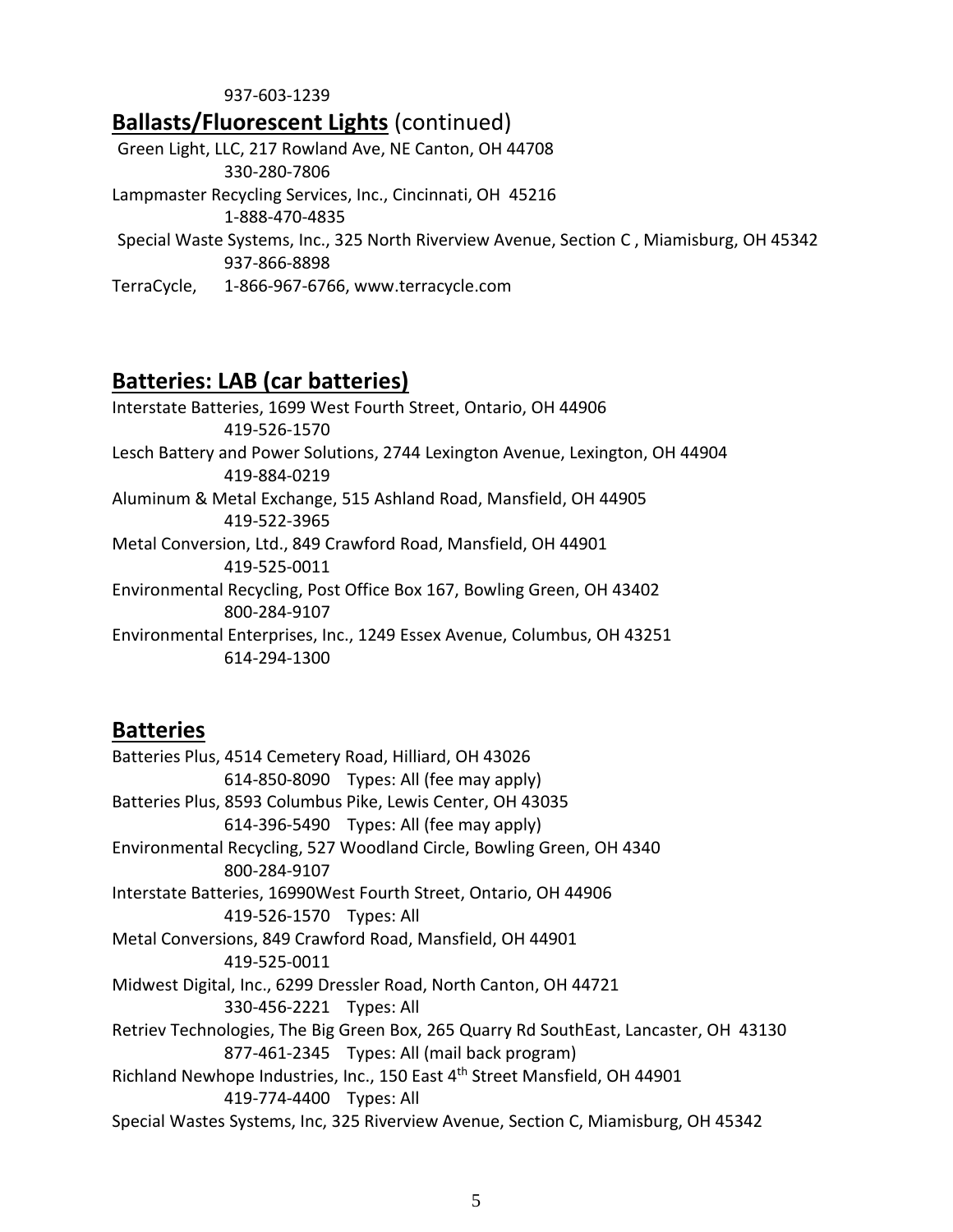937-603-1239

## Ballasts/Fluorescent Lights (continued)

Green Light, LLC, 217 Rowland Ave, NE Canton, OH 44708
330-280-7806

Lampmaster Recycling Services, Inc., Cincinnati, OH 45216
1-888-470-4835

Special Waste Systems, Inc., 325 North Riverview Avenue, Section C , Miamisburg, OH 45342
937-866-8898

TerraCycle, 1-866-967-6766, www.terracycle.com

## Batteries: LAB (car batteries)

Interstate Batteries, 1699 West Fourth Street, Ontario, OH 44906
419-526-1570

Lesch Battery and Power Solutions, 2744 Lexington Avenue, Lexington, OH 44904
419-884-0219

Aluminum & Metal Exchange, 515 Ashland Road, Mansfield, OH 44905
419-522-3965

Metal Conversion, Ltd., 849 Crawford Road, Mansfield, OH 44901
419-525-0011

Environmental Recycling, Post Office Box 167, Bowling Green, OH 43402
800-284-9107

Environmental Enterprises, Inc., 1249 Essex Avenue, Columbus, OH 43251
614-294-1300

## Batteries

Batteries Plus, 4514 Cemetery Road, Hilliard, OH 43026
614-850-8090 Types: All (fee may apply)

Batteries Plus, 8593 Columbus Pike, Lewis Center, OH 43035
614-396-5490 Types: All (fee may apply)

Environmental Recycling, 527 Woodland Circle, Bowling Green, OH 4340
800-284-9107

Interstate Batteries, 16990West Fourth Street, Ontario, OH 44906
419-526-1570 Types: All

Metal Conversions, 849 Crawford Road, Mansfield, OH 44901
419-525-0011

Midwest Digital, Inc., 6299 Dressler Road, North Canton, OH 44721
330-456-2221 Types: All

Retriev Technologies, The Big Green Box, 265 Quarry Rd SouthEast, Lancaster, OH 43130
877-461-2345 Types: All (mail back program)

Richland Newhope Industries, Inc., 150 East 4th Street Mansfield, OH 44901
419-774-4400 Types: All

Special Wastes Systems, Inc, 325 Riverview Avenue, Section C, Miamisburg, OH 45342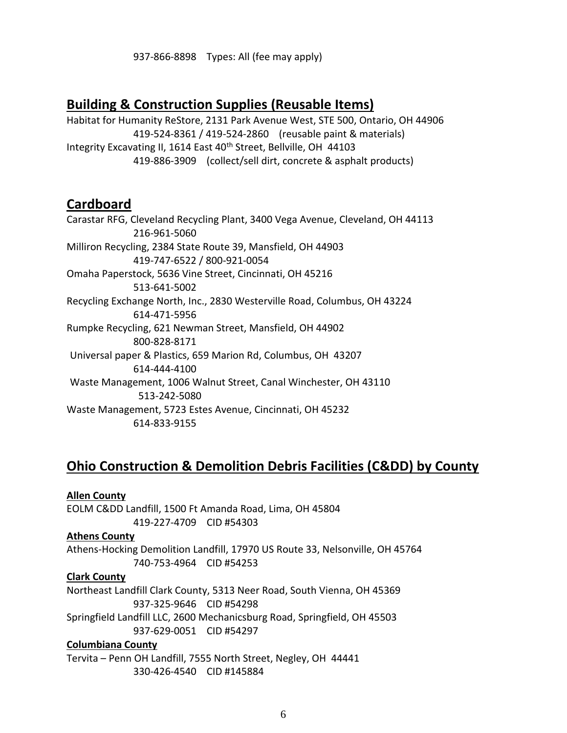937-866-8898 Types: All (fee may apply)

## Building & Construction Supplies (Reusable Items)

Habitat for Humanity ReStore, 2131 Park Avenue West, STE 500, Ontario, OH 44906
419-524-8361 / 419-524-2860 (reusable paint & materials)
Integrity Excavating II, 1614 East 40th Street, Bellville, OH 44103
419-886-3909 (collect/sell dirt, concrete & asphalt products)

## Cardboard

Carastar RFG, Cleveland Recycling Plant, 3400 Vega Avenue, Cleveland, OH 44113
216-961-5060
Milliron Recycling, 2384 State Route 39, Mansfield, OH 44903
419-747-6522 / 800-921-0054
Omaha Paperstock, 5636 Vine Street, Cincinnati, OH 45216
513-641-5002
Recycling Exchange North, Inc., 2830 Westerville Road, Columbus, OH 43224
614-471-5956
Rumpke Recycling, 621 Newman Street, Mansfield, OH 44902
800-828-8171
Universal paper & Plastics, 659 Marion Rd, Columbus, OH 43207
614-444-4100
Waste Management, 1006 Walnut Street, Canal Winchester, OH 43110
513-242-5080
Waste Management, 5723 Estes Avenue, Cincinnati, OH 45232
614-833-9155

## Ohio Construction & Demolition Debris Facilities (C&DD) by County

**Allen County**

EOLM C&DD Landfill, 1500 Ft Amanda Road, Lima, OH 45804
419-227-4709 CID #54303

**Athens County**

Athens-Hocking Demolition Landfill, 17970 US Route 33, Nelsonville, OH 45764
740-753-4964 CID #54253

**Clark County**

Northeast Landfill Clark County, 5313 Neer Road, South Vienna, OH 45369
937-325-9646 CID #54298
Springfield Landfill LLC, 2600 Mechanicsburg Road, Springfield, OH 45503
937-629-0051 CID #54297

**Columbiana County**

Tervita – Penn OH Landfill, 7555 North Street, Negley, OH 44441
330-426-4540 CID #145884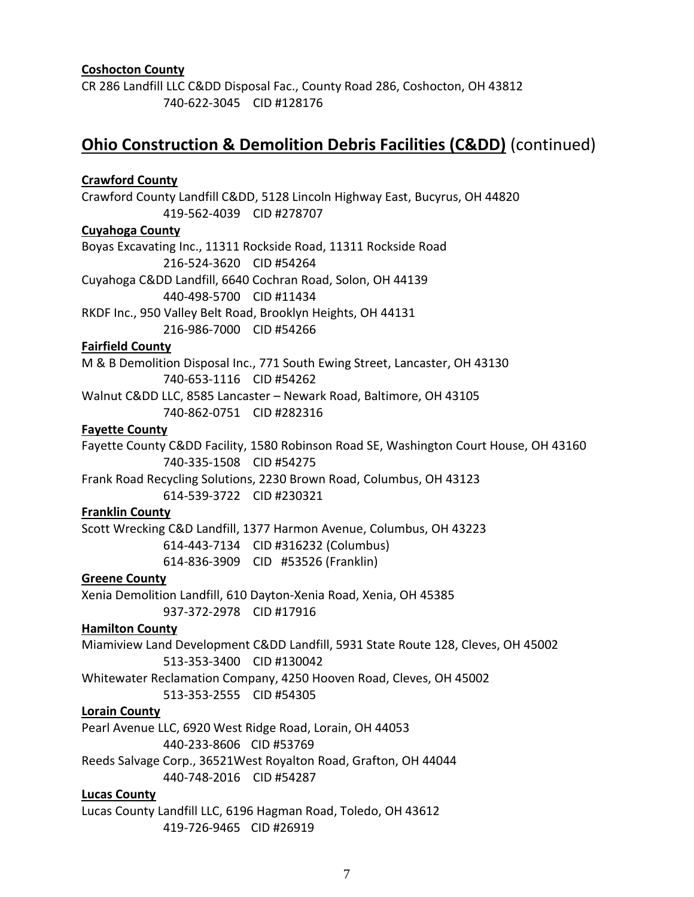**Coshocton County**

CR 286 Landfill LLC C&DD Disposal Fac., County Road 286, Coshocton, OH 43812
740-622-3045 CID #128176

## **Ohio Construction & Demolition Debris Facilities (C&DD)** (continued)

**Crawford County**

Crawford County Landfill C&DD, 5128 Lincoln Highway East, Bucyrus, OH 44820
419-562-4039 CID #278707

**Cuyahoga County**

Boyas Excavating Inc., 11311 Rockside Road, 11311 Rockside Road
216-524-3620 CID #54264

Cuyahoga C&DD Landfill, 6640 Cochran Road, Solon, OH 44139
440-498-5700 CID #11434

RKDF Inc., 950 Valley Belt Road, Brooklyn Heights, OH 44131
216-986-7000 CID #54266

**Fairfield County**

M & B Demolition Disposal Inc., 771 South Ewing Street, Lancaster, OH 43130
740-653-1116 CID #54262

Walnut C&DD LLC, 8585 Lancaster – Newark Road, Baltimore, OH 43105
740-862-0751 CID #282316

**Fayette County**

Fayette County C&DD Facility, 1580 Robinson Road SE, Washington Court House, OH 43160
740-335-1508 CID #54275

Frank Road Recycling Solutions, 2230 Brown Road, Columbus, OH 43123
614-539-3722 CID #230321

**Franklin County**

Scott Wrecking C&D Landfill, 1377 Harmon Avenue, Columbus, OH 43223
614-443-7134 CID #316232 (Columbus)
614-836-3909 CID #53526 (Franklin)

**Greene County**

Xenia Demolition Landfill, 610 Dayton-Xenia Road, Xenia, OH 45385
937-372-2978 CID #17916

**Hamilton County**

Miamiview Land Development C&DD Landfill, 5931 State Route 128, Cleves, OH 45002
513-353-3400 CID #130042

Whitewater Reclamation Company, 4250 Hooven Road, Cleves, OH 45002
513-353-2555 CID #54305

**Lorain County**

Pearl Avenue LLC, 6920 West Ridge Road, Lorain, OH 44053
440-233-8606 CID #53769

Reeds Salvage Corp., 36521West Royalton Road, Grafton, OH 44044
440-748-2016 CID #54287

**Lucas County**

Lucas County Landfill LLC, 6196 Hagman Road, Toledo, OH 43612
419-726-9465 CID #26919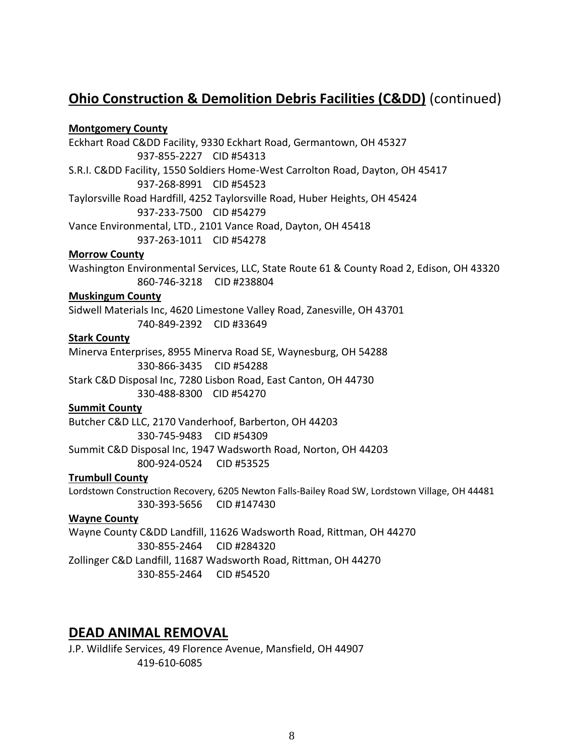## **Ohio Construction & Demolition Debris Facilities (C&DD)** (continued)

**Montgomery County**

Eckhart Road C&DD Facility, 9330 Eckhart Road, Germantown, OH 45327
937-855-2227 CID #54313

S.R.I. C&DD Facility, 1550 Soldiers Home-West Carrolton Road, Dayton, OH 45417
937-268-8991 CID #54523

Taylorsville Road Hardfill, 4252 Taylorsville Road, Huber Heights, OH 45424
937-233-7500 CID #54279

Vance Environmental, LTD., 2101 Vance Road, Dayton, OH 45418
937-263-1011 CID #54278

**Morrow County**

Washington Environmental Services, LLC, State Route 61 & County Road 2, Edison, OH 43320
860-746-3218 CID #238804

**Muskingum County**

Sidwell Materials Inc, 4620 Limestone Valley Road, Zanesville, OH 43701
740-849-2392 CID #33649

**Stark County**

Minerva Enterprises, 8955 Minerva Road SE, Waynesburg, OH 54288
330-866-3435 CID #54288

Stark C&D Disposal Inc, 7280 Lisbon Road, East Canton, OH 44730
330-488-8300 CID #54270

**Summit County**

Butcher C&D LLC, 2170 Vanderhoof, Barberton, OH 44203
330-745-9483 CID #54309

Summit C&D Disposal Inc, 1947 Wadsworth Road, Norton, OH 44203
800-924-0524 CID #53525

**Trumbull County**

Lordstown Construction Recovery, 6205 Newton Falls-Bailey Road SW, Lordstown Village, OH 44481
330-393-5656 CID #147430

**Wayne County**

Wayne County C&DD Landfill, 11626 Wadsworth Road, Rittman, OH 44270
330-855-2464 CID #284320

Zollinger C&D Landfill, 11687 Wadsworth Road, Rittman, OH 44270
330-855-2464 CID #54520

## **DEAD ANIMAL REMOVAL**

J.P. Wildlife Services, 49 Florence Avenue, Mansfield, OH 44907
419-610-6085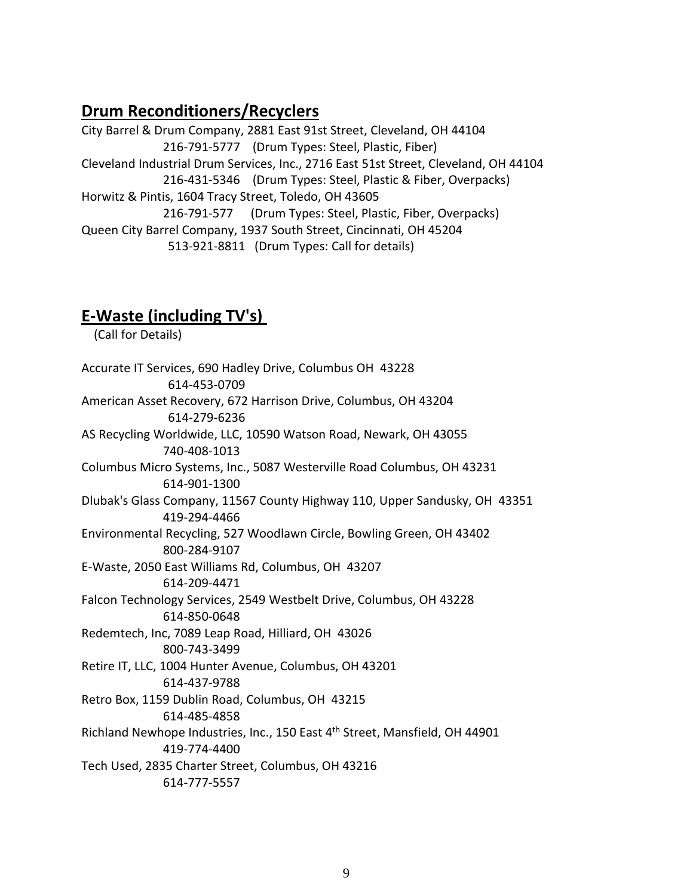## Drum Reconditioners/Recyclers

City Barrel & Drum Company, 2881 East 91st Street, Cleveland, OH 44104
216-791-5777 (Drum Types: Steel, Plastic, Fiber)
Cleveland Industrial Drum Services, Inc., 2716 East 51st Street, Cleveland, OH 44104
216-431-5346 (Drum Types: Steel, Plastic & Fiber, Overpacks)
Horwitz & Pintis, 1604 Tracy Street, Toledo, OH 43605
216-791-577 (Drum Types: Steel, Plastic, Fiber, Overpacks)
Queen City Barrel Company, 1937 South Street, Cincinnati, OH 45204
513-921-8811 (Drum Types: Call for details)

## E-Waste (including TV's)

(Call for Details)

Accurate IT Services, 690 Hadley Drive, Columbus OH 43228
614-453-0709
American Asset Recovery, 672 Harrison Drive, Columbus, OH 43204
614-279-6236
AS Recycling Worldwide, LLC, 10590 Watson Road, Newark, OH 43055
740-408-1013
Columbus Micro Systems, Inc., 5087 Westerville Road Columbus, OH 43231
614-901-1300
Dlubak's Glass Company, 11567 County Highway 110, Upper Sandusky, OH 43351
419-294-4466
Environmental Recycling, 527 Woodlawn Circle, Bowling Green, OH 43402
800-284-9107
E-Waste, 2050 East Williams Rd, Columbus, OH 43207
614-209-4471
Falcon Technology Services, 2549 Westbelt Drive, Columbus, OH 43228
614-850-0648
Redemtech, Inc, 7089 Leap Road, Hilliard, OH 43026
800-743-3499
Retire IT, LLC, 1004 Hunter Avenue, Columbus, OH 43201
614-437-9788
Retro Box, 1159 Dublin Road, Columbus, OH 43215
614-485-4858
Richland Newhope Industries, Inc., 150 East 4th Street, Mansfield, OH 44901
419-774-4400
Tech Used, 2835 Charter Street, Columbus, OH 43216
614-777-5557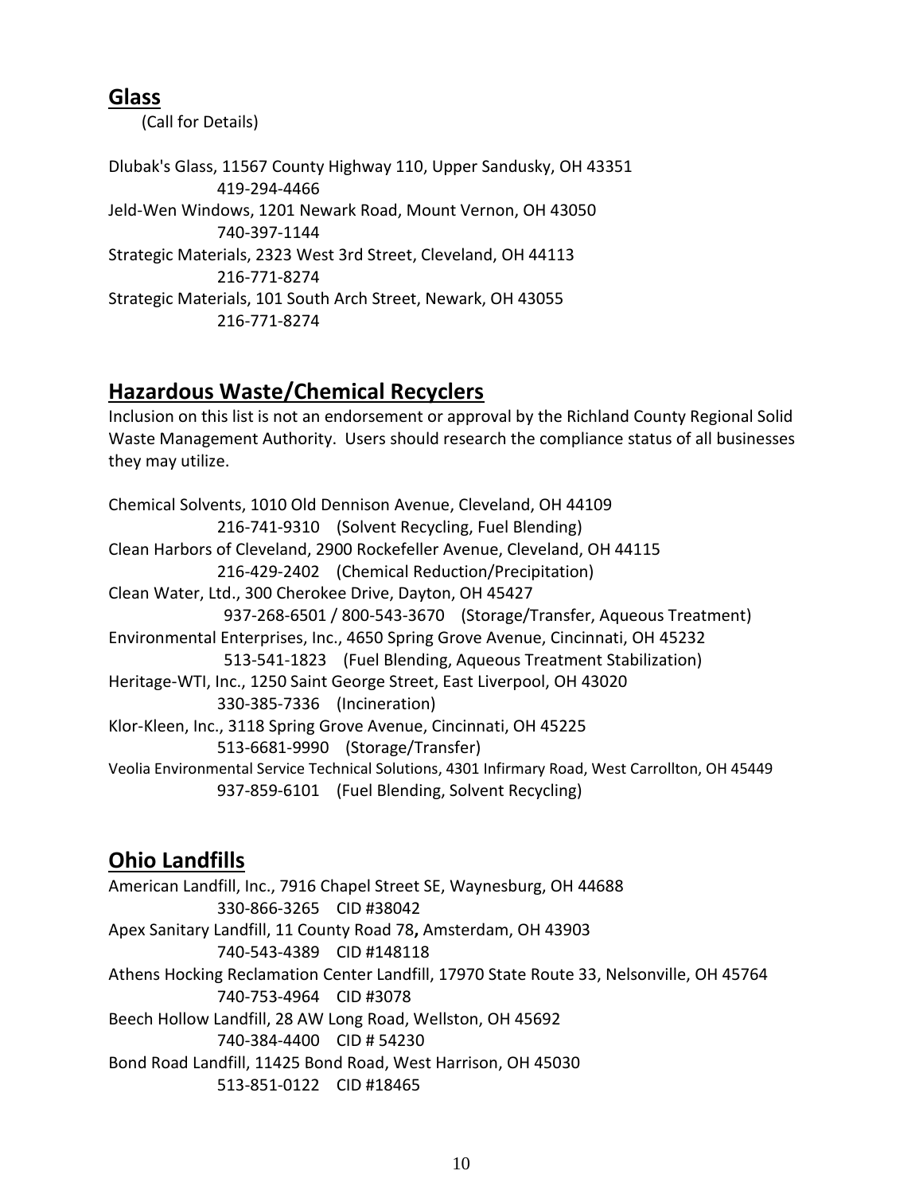## Glass

(Call for Details)

Dlubak's Glass, 11567 County Highway 110, Upper Sandusky, OH 43351
419-294-4466
Jeld-Wen Windows, 1201 Newark Road, Mount Vernon, OH 43050
740-397-1144
Strategic Materials, 2323 West 3rd Street, Cleveland, OH 44113
216-771-8274
Strategic Materials, 101 South Arch Street, Newark, OH 43055
216-771-8274

## Hazardous Waste/Chemical Recyclers

Inclusion on this list is not an endorsement or approval by the Richland County Regional Solid Waste Management Authority. Users should research the compliance status of all businesses they may utilize.

Chemical Solvents, 1010 Old Dennison Avenue, Cleveland, OH 44109
216-741-9310 (Solvent Recycling, Fuel Blending)
Clean Harbors of Cleveland, 2900 Rockefeller Avenue, Cleveland, OH 44115
216-429-2402 (Chemical Reduction/Precipitation)
Clean Water, Ltd., 300 Cherokee Drive, Dayton, OH 45427
937-268-6501 / 800-543-3670 (Storage/Transfer, Aqueous Treatment)
Environmental Enterprises, Inc., 4650 Spring Grove Avenue, Cincinnati, OH 45232
513-541-1823 (Fuel Blending, Aqueous Treatment Stabilization)
Heritage-WTI, Inc., 1250 Saint George Street, East Liverpool, OH 43020
330-385-7336 (Incineration)
Klor-Kleen, Inc., 3118 Spring Grove Avenue, Cincinnati, OH 45225
513-6681-9990 (Storage/Transfer)
Veolia Environmental Service Technical Solutions, 4301 Infirmary Road, West Carrollton, OH 45449
937-859-6101 (Fuel Blending, Solvent Recycling)

## Ohio Landfills

American Landfill, Inc., 7916 Chapel Street SE, Waynesburg, OH 44688
330-866-3265 CID #38042
Apex Sanitary Landfill, 11 County Road 78**,** Amsterdam, OH 43903
740-543-4389 CID #148118
Athens Hocking Reclamation Center Landfill, 17970 State Route 33, Nelsonville, OH 45764
740-753-4964 CID #3078
Beech Hollow Landfill, 28 AW Long Road, Wellston, OH 45692
740-384-4400 CID # 54230
Bond Road Landfill, 11425 Bond Road, West Harrison, OH 45030
513-851-0122 CID #18465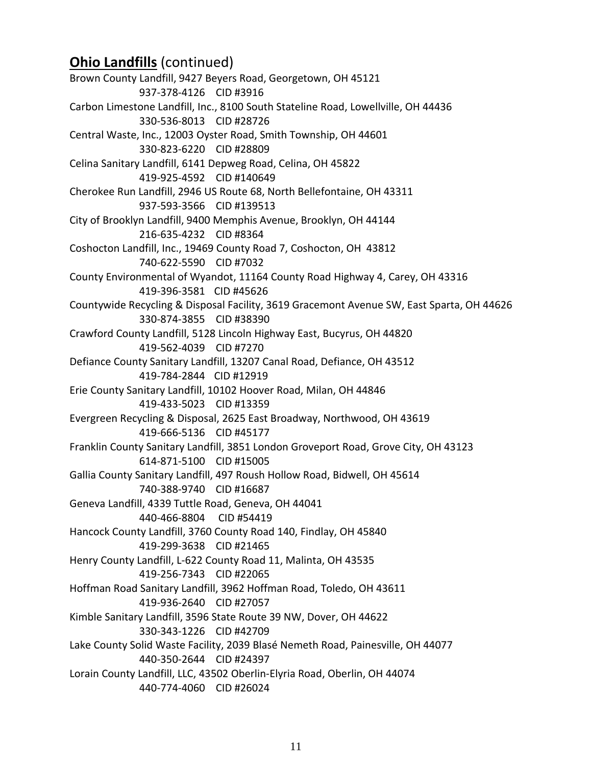## **Ohio Landfills** (continued)

Brown County Landfill, 9427 Beyers Road, Georgetown, OH 45121
937-378-4126 CID #3916

Carbon Limestone Landfill, Inc., 8100 South Stateline Road, Lowellville, OH 44436
330-536-8013 CID #28726

Central Waste, Inc., 12003 Oyster Road, Smith Township, OH 44601
330-823-6220 CID #28809

Celina Sanitary Landfill, 6141 Depweg Road, Celina, OH 45822
419-925-4592 CID #140649

Cherokee Run Landfill, 2946 US Route 68, North Bellefontaine, OH 43311
937-593-3566 CID #139513

City of Brooklyn Landfill, 9400 Memphis Avenue, Brooklyn, OH 44144
216-635-4232 CID #8364

Coshocton Landfill, Inc., 19469 County Road 7, Coshocton, OH 43812
740-622-5590 CID #7032

County Environmental of Wyandot, 11164 County Road Highway 4, Carey, OH 43316
419-396-3581 CID #45626

Countywide Recycling & Disposal Facility, 3619 Gracemont Avenue SW, East Sparta, OH 44626
330-874-3855 CID #38390

Crawford County Landfill, 5128 Lincoln Highway East, Bucyrus, OH 44820
419-562-4039 CID #7270

Defiance County Sanitary Landfill, 13207 Canal Road, Defiance, OH 43512
419-784-2844 CID #12919

Erie County Sanitary Landfill, 10102 Hoover Road, Milan, OH 44846
419-433-5023 CID #13359

Evergreen Recycling & Disposal, 2625 East Broadway, Northwood, OH 43619
419-666-5136 CID #45177

Franklin County Sanitary Landfill, 3851 London Groveport Road, Grove City, OH 43123
614-871-5100 CID #15005

Gallia County Sanitary Landfill, 497 Roush Hollow Road, Bidwell, OH 45614
740-388-9740 CID #16687

Geneva Landfill, 4339 Tuttle Road, Geneva, OH 44041
440-466-8804 CID #54419

Hancock County Landfill, 3760 County Road 140, Findlay, OH 45840
419-299-3638 CID #21465

Henry County Landfill, L-622 County Road 11, Malinta, OH 43535
419-256-7343 CID #22065

Hoffman Road Sanitary Landfill, 3962 Hoffman Road, Toledo, OH 43611
419-936-2640 CID #27057

Kimble Sanitary Landfill, 3596 State Route 39 NW, Dover, OH 44622
330-343-1226 CID #42709

Lake County Solid Waste Facility, 2039 Blasé Nemeth Road, Painesville, OH 44077
440-350-2644 CID #24397

Lorain County Landfill, LLC, 43502 Oberlin-Elyria Road, Oberlin, OH 44074
440-774-4060 CID #26024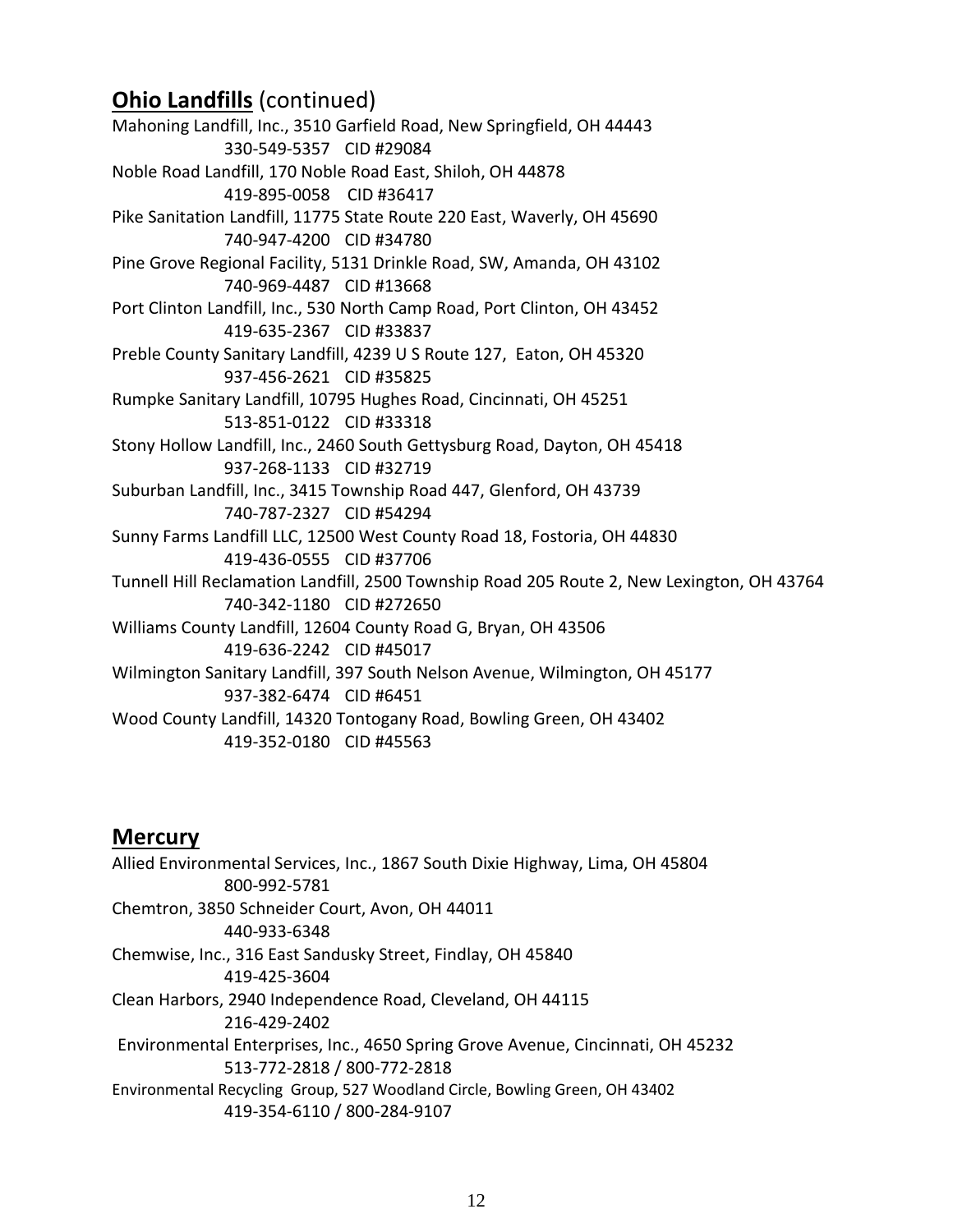## **Ohio Landfills** (continued)

Mahoning Landfill, Inc., 3510 Garfield Road, New Springfield, OH 44443
330-549-5357 CID #29084

Noble Road Landfill, 170 Noble Road East, Shiloh, OH 44878
419-895-0058 CID #36417

Pike Sanitation Landfill, 11775 State Route 220 East, Waverly, OH 45690
740-947-4200 CID #34780

Pine Grove Regional Facility, 5131 Drinkle Road, SW, Amanda, OH 43102
740-969-4487 CID #13668

Port Clinton Landfill, Inc., 530 North Camp Road, Port Clinton, OH 43452
419-635-2367 CID #33837

Preble County Sanitary Landfill, 4239 U S Route 127, Eaton, OH 45320
937-456-2621 CID #35825

Rumpke Sanitary Landfill, 10795 Hughes Road, Cincinnati, OH 45251
513-851-0122 CID #33318

Stony Hollow Landfill, Inc., 2460 South Gettysburg Road, Dayton, OH 45418
937-268-1133 CID #32719

Suburban Landfill, Inc., 3415 Township Road 447, Glenford, OH 43739
740-787-2327 CID #54294

Sunny Farms Landfill LLC, 12500 West County Road 18, Fostoria, OH 44830
419-436-0555 CID #37706

Tunnell Hill Reclamation Landfill, 2500 Township Road 205 Route 2, New Lexington, OH 43764
740-342-1180 CID #272650

Williams County Landfill, 12604 County Road G, Bryan, OH 43506
419-636-2242 CID #45017

Wilmington Sanitary Landfill, 397 South Nelson Avenue, Wilmington, OH 45177
937-382-6474 CID #6451

Wood County Landfill, 14320 Tontogany Road, Bowling Green, OH 43402
419-352-0180 CID #45563

## **Mercury**

Allied Environmental Services, Inc., 1867 South Dixie Highway, Lima, OH 45804
800-992-5781

Chemtron, 3850 Schneider Court, Avon, OH 44011
440-933-6348

Chemwise, Inc., 316 East Sandusky Street, Findlay, OH 45840
419-425-3604

Clean Harbors, 2940 Independence Road, Cleveland, OH 44115
216-429-2402

Environmental Enterprises, Inc., 4650 Spring Grove Avenue, Cincinnati, OH 45232
513-772-2818 / 800-772-2818

Environmental Recycling Group, 527 Woodland Circle, Bowling Green, OH 43402
419-354-6110 / 800-284-9107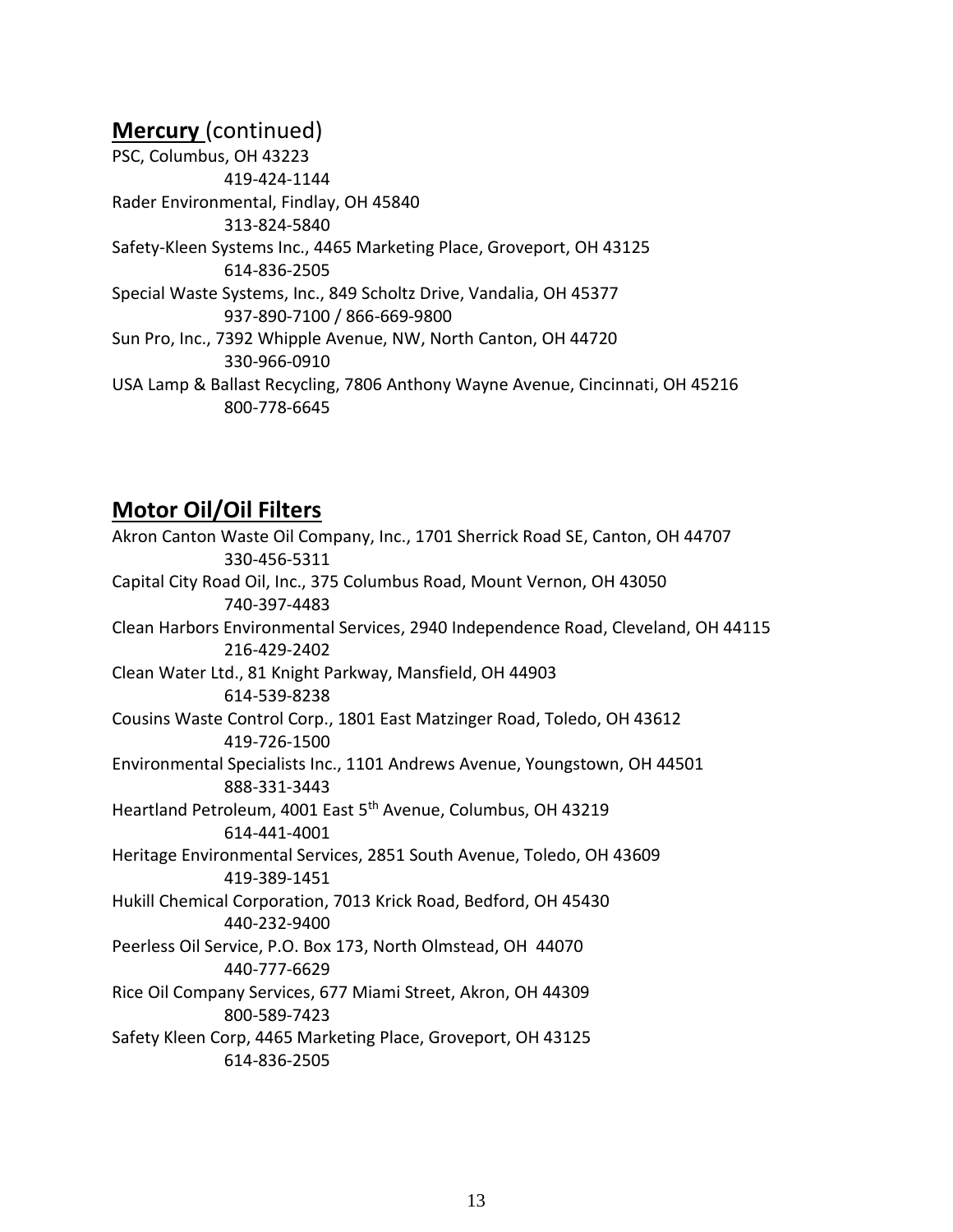## **Mercury** (continued)

PSC, Columbus, OH 43223
419-424-1144

Rader Environmental, Findlay, OH 45840
313-824-5840

Safety-Kleen Systems Inc., 4465 Marketing Place, Groveport, OH 43125
614-836-2505

Special Waste Systems, Inc., 849 Scholtz Drive, Vandalia, OH 45377
937-890-7100 / 866-669-9800

Sun Pro, Inc., 7392 Whipple Avenue, NW, North Canton, OH 44720
330-966-0910

USA Lamp & Ballast Recycling, 7806 Anthony Wayne Avenue, Cincinnati, OH 45216
800-778-6645

## **Motor Oil/Oil Filters**

Akron Canton Waste Oil Company, Inc., 1701 Sherrick Road SE, Canton, OH 44707
330-456-5311

Capital City Road Oil, Inc., 375 Columbus Road, Mount Vernon, OH 43050
740-397-4483

Clean Harbors Environmental Services, 2940 Independence Road, Cleveland, OH 44115
216-429-2402

Clean Water Ltd., 81 Knight Parkway, Mansfield, OH 44903
614-539-8238

Cousins Waste Control Corp., 1801 East Matzinger Road, Toledo, OH 43612
419-726-1500

Environmental Specialists Inc., 1101 Andrews Avenue, Youngstown, OH 44501
888-331-3443

Heartland Petroleum, 4001 East 5th Avenue, Columbus, OH 43219
614-441-4001

Heritage Environmental Services, 2851 South Avenue, Toledo, OH 43609
419-389-1451

Hukill Chemical Corporation, 7013 Krick Road, Bedford, OH 45430
440-232-9400

Peerless Oil Service, P.O. Box 173, North Olmstead, OH 44070
440-777-6629

Rice Oil Company Services, 677 Miami Street, Akron, OH 44309
800-589-7423

Safety Kleen Corp, 4465 Marketing Place, Groveport, OH 43125
614-836-2505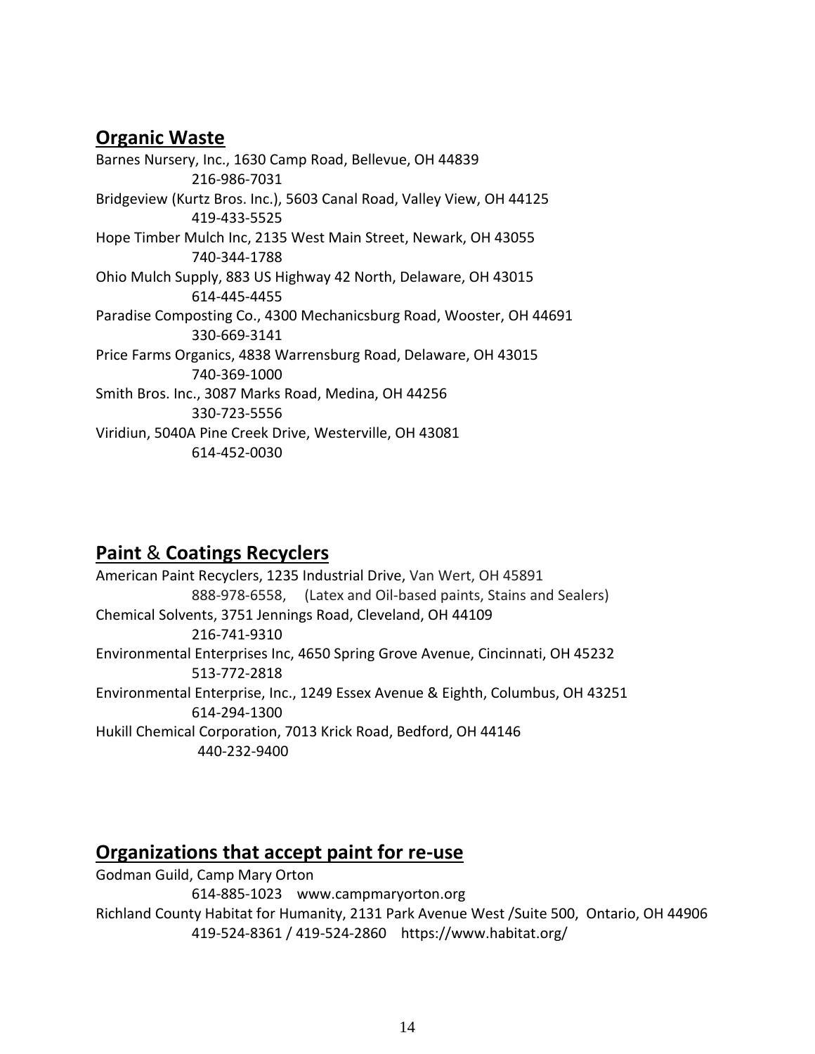## Organic Waste

Barnes Nursery, Inc., 1630 Camp Road, Bellevue, OH 44839
216-986-7031
Bridgeview (Kurtz Bros. Inc.), 5603 Canal Road, Valley View, OH 44125
419-433-5525
Hope Timber Mulch Inc, 2135 West Main Street, Newark, OH 43055
740-344-1788
Ohio Mulch Supply, 883 US Highway 42 North, Delaware, OH 43015
614-445-4455
Paradise Composting Co., 4300 Mechanicsburg Road, Wooster, OH 44691
330-669-3141
Price Farms Organics, 4838 Warrensburg Road, Delaware, OH 43015
740-369-1000
Smith Bros. Inc., 3087 Marks Road, Medina, OH 44256
330-723-5556
Viridiun, 5040A Pine Creek Drive, Westerville, OH 43081
614-452-0030

## Paint & Coatings Recyclers

American Paint Recyclers, 1235 Industrial Drive, Van Wert, OH 45891
888-978-6558, (Latex and Oil-based paints, Stains and Sealers)
Chemical Solvents, 3751 Jennings Road, Cleveland, OH 44109
216-741-9310
Environmental Enterprises Inc, 4650 Spring Grove Avenue, Cincinnati, OH 45232
513-772-2818
Environmental Enterprise, Inc., 1249 Essex Avenue & Eighth, Columbus, OH 43251
614-294-1300
Hukill Chemical Corporation, 7013 Krick Road, Bedford, OH 44146
440-232-9400

## Organizations that accept paint for re-use

Godman Guild, Camp Mary Orton
614-885-1023 www.campmaryorton.org
Richland County Habitat for Humanity, 2131 Park Avenue West /Suite 500, Ontario, OH 44906
419-524-8361 / 419-524-2860 https://www.habitat.org/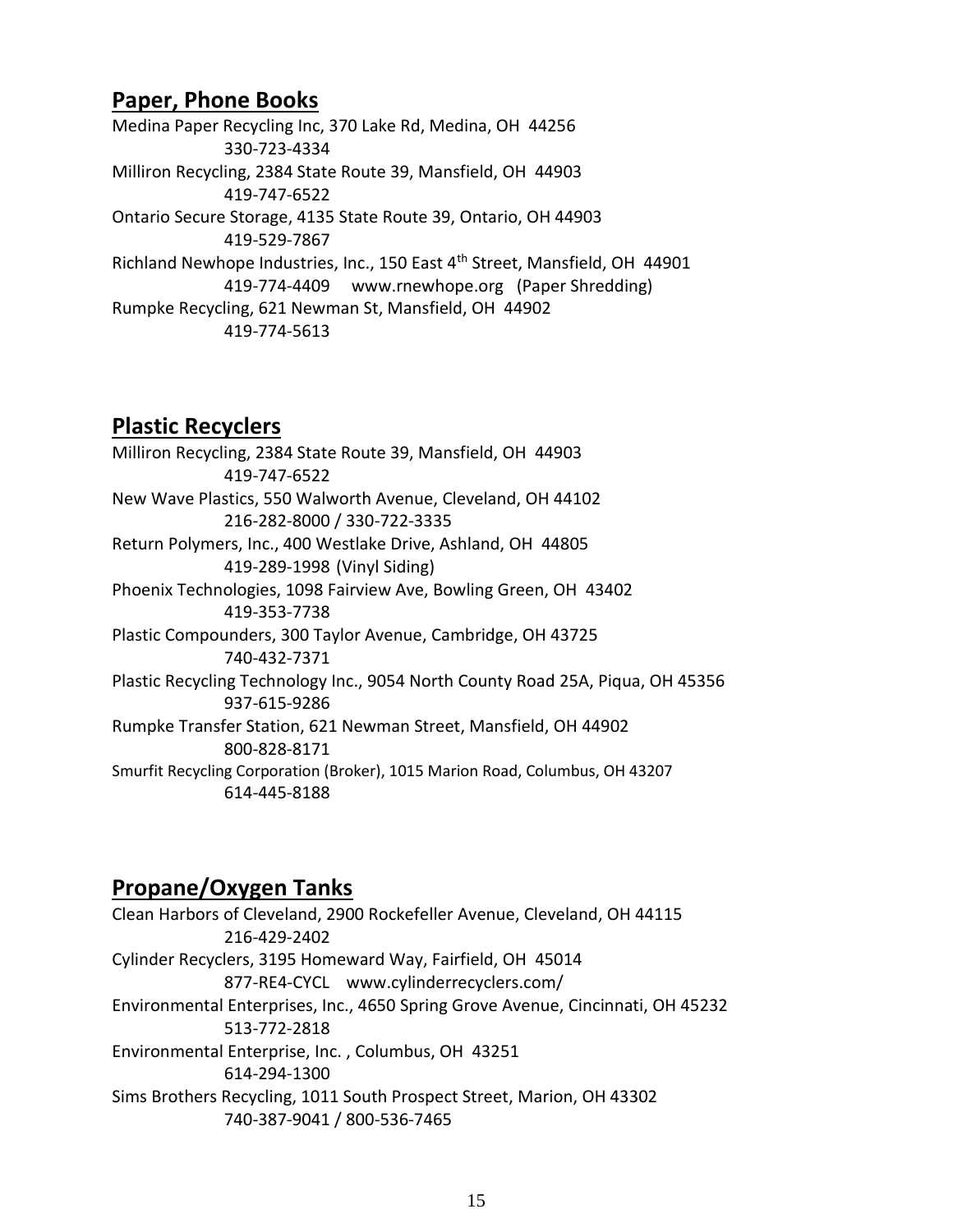## Paper, Phone Books

Medina Paper Recycling Inc, 370 Lake Rd, Medina, OH 44256
330-723-4334

Milliron Recycling, 2384 State Route 39, Mansfield, OH 44903
419-747-6522

Ontario Secure Storage, 4135 State Route 39, Ontario, OH 44903
419-529-7867

Richland Newhope Industries, Inc., 150 East 4th Street, Mansfield, OH 44901
419-774-4409 www.rnewhope.org (Paper Shredding)

Rumpke Recycling, 621 Newman St, Mansfield, OH 44902
419-774-5613

## Plastic Recyclers

Milliron Recycling, 2384 State Route 39, Mansfield, OH 44903
419-747-6522

New Wave Plastics, 550 Walworth Avenue, Cleveland, OH 44102
216-282-8000 / 330-722-3335

Return Polymers, Inc., 400 Westlake Drive, Ashland, OH 44805
419-289-1998 (Vinyl Siding)

Phoenix Technologies, 1098 Fairview Ave, Bowling Green, OH 43402
419-353-7738

Plastic Compounders, 300 Taylor Avenue, Cambridge, OH 43725
740-432-7371

Plastic Recycling Technology Inc., 9054 North County Road 25A, Piqua, OH 45356
937-615-9286

Rumpke Transfer Station, 621 Newman Street, Mansfield, OH 44902
800-828-8171

Smurfit Recycling Corporation (Broker), 1015 Marion Road, Columbus, OH 43207
614-445-8188

## Propane/Oxygen Tanks

Clean Harbors of Cleveland, 2900 Rockefeller Avenue, Cleveland, OH 44115
216-429-2402

Cylinder Recyclers, 3195 Homeward Way, Fairfield, OH 45014
877-RE4-CYCL www.cylinderrecyclers.com/

Environmental Enterprises, Inc., 4650 Spring Grove Avenue, Cincinnati, OH 45232
513-772-2818

Environmental Enterprise, Inc. , Columbus, OH 43251
614-294-1300

Sims Brothers Recycling, 1011 South Prospect Street, Marion, OH 43302
740-387-9041 / 800-536-7465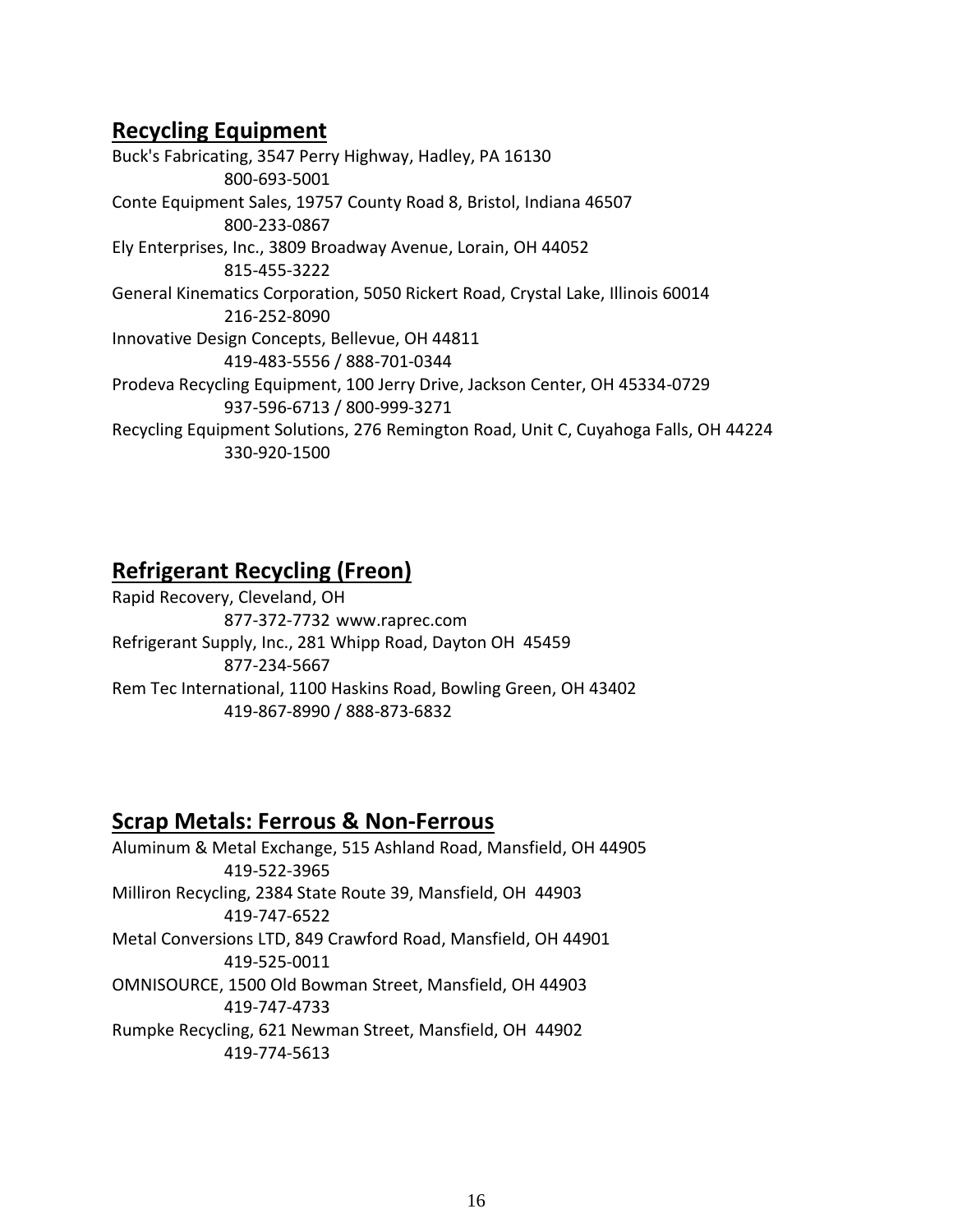## Recycling Equipment

Buck's Fabricating, 3547 Perry Highway, Hadley, PA 16130
800-693-5001
Conte Equipment Sales, 19757 County Road 8, Bristol, Indiana 46507
800-233-0867
Ely Enterprises, Inc., 3809 Broadway Avenue, Lorain, OH 44052
815-455-3222
General Kinematics Corporation, 5050 Rickert Road, Crystal Lake, Illinois 60014
216-252-8090
Innovative Design Concepts, Bellevue, OH 44811
419-483-5556 / 888-701-0344
Prodeva Recycling Equipment, 100 Jerry Drive, Jackson Center, OH 45334-0729
937-596-6713 / 800-999-3271
Recycling Equipment Solutions, 276 Remington Road, Unit C, Cuyahoga Falls, OH 44224
330-920-1500

## Refrigerant Recycling (Freon)

Rapid Recovery, Cleveland, OH
877-372-7732 www.raprec.com
Refrigerant Supply, Inc., 281 Whipp Road, Dayton OH 45459
877-234-5667
Rem Tec International, 1100 Haskins Road, Bowling Green, OH 43402
419-867-8990 / 888-873-6832

## Scrap Metals: Ferrous & Non-Ferrous

Aluminum & Metal Exchange, 515 Ashland Road, Mansfield, OH 44905
419-522-3965
Milliron Recycling, 2384 State Route 39, Mansfield, OH 44903
419-747-6522
Metal Conversions LTD, 849 Crawford Road, Mansfield, OH 44901
419-525-0011
OMNISOURCE, 1500 Old Bowman Street, Mansfield, OH 44903
419-747-4733
Rumpke Recycling, 621 Newman Street, Mansfield, OH 44902
419-774-5613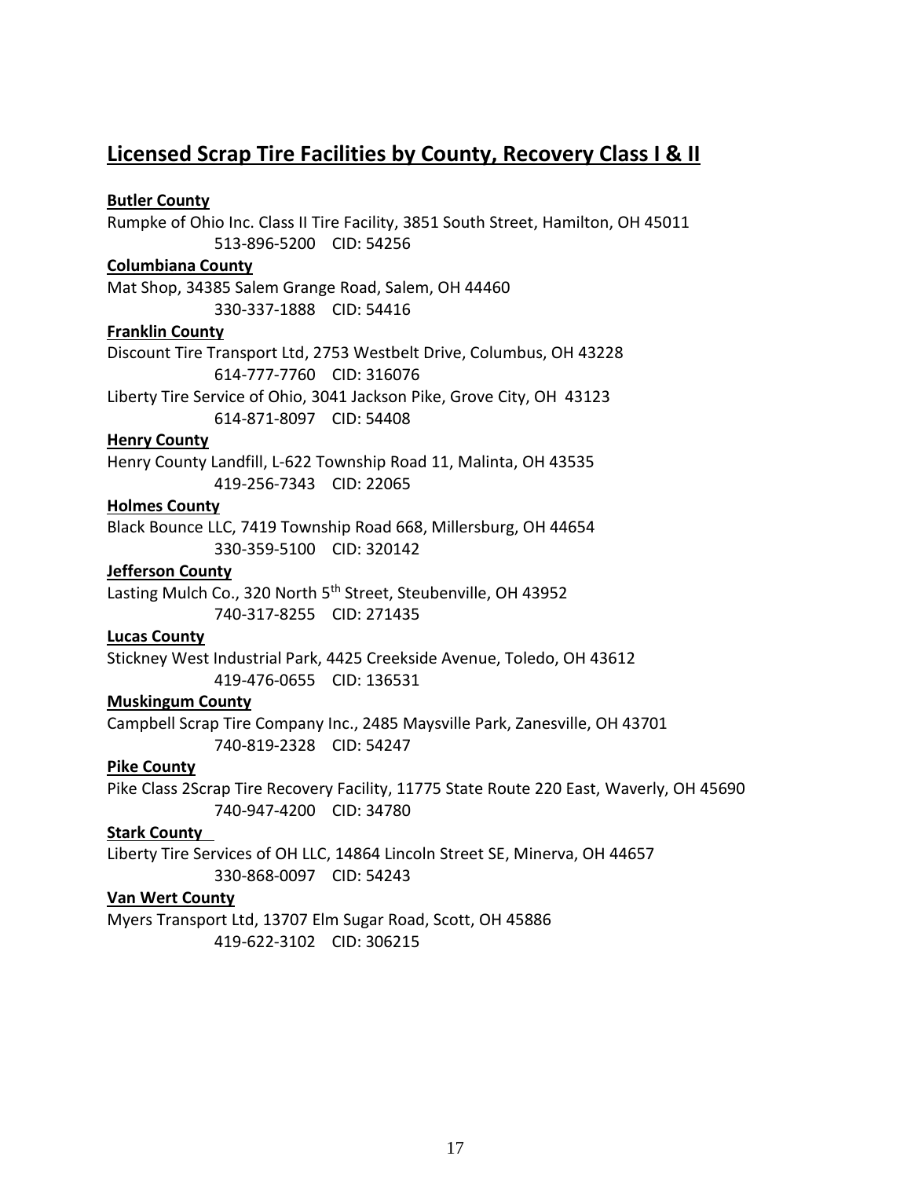## Licensed Scrap Tire Facilities by County, Recovery Class I & II

**Butler County**

Rumpke of Ohio Inc. Class II Tire Facility, 3851 South Street, Hamilton, OH 45011
513-896-5200 CID: 54256

**Columbiana County**

Mat Shop, 34385 Salem Grange Road, Salem, OH 44460
330-337-1888 CID: 54416

**Franklin County**

Discount Tire Transport Ltd, 2753 Westbelt Drive, Columbus, OH 43228
614-777-7760 CID: 316076

Liberty Tire Service of Ohio, 3041 Jackson Pike, Grove City, OH 43123
614-871-8097 CID: 54408

**Henry County**

Henry County Landfill, L-622 Township Road 11, Malinta, OH 43535
419-256-7343 CID: 22065

**Holmes County**

Black Bounce LLC, 7419 Township Road 668, Millersburg, OH 44654
330-359-5100 CID: 320142

**Jefferson County**

Lasting Mulch Co., 320 North 5th Street, Steubenville, OH 43952
740-317-8255 CID: 271435

**Lucas County**

Stickney West Industrial Park, 4425 Creekside Avenue, Toledo, OH 43612
419-476-0655 CID: 136531

**Muskingum County**

Campbell Scrap Tire Company Inc., 2485 Maysville Park, Zanesville, OH 43701
740-819-2328 CID: 54247

**Pike County**

Pike Class 2Scrap Tire Recovery Facility, 11775 State Route 220 East, Waverly, OH 45690
740-947-4200 CID: 34780

**Stark County**

Liberty Tire Services of OH LLC, 14864 Lincoln Street SE, Minerva, OH 44657
330-868-0097 CID: 54243

**Van Wert County**

Myers Transport Ltd, 13707 Elm Sugar Road, Scott, OH 45886
419-622-3102 CID: 306215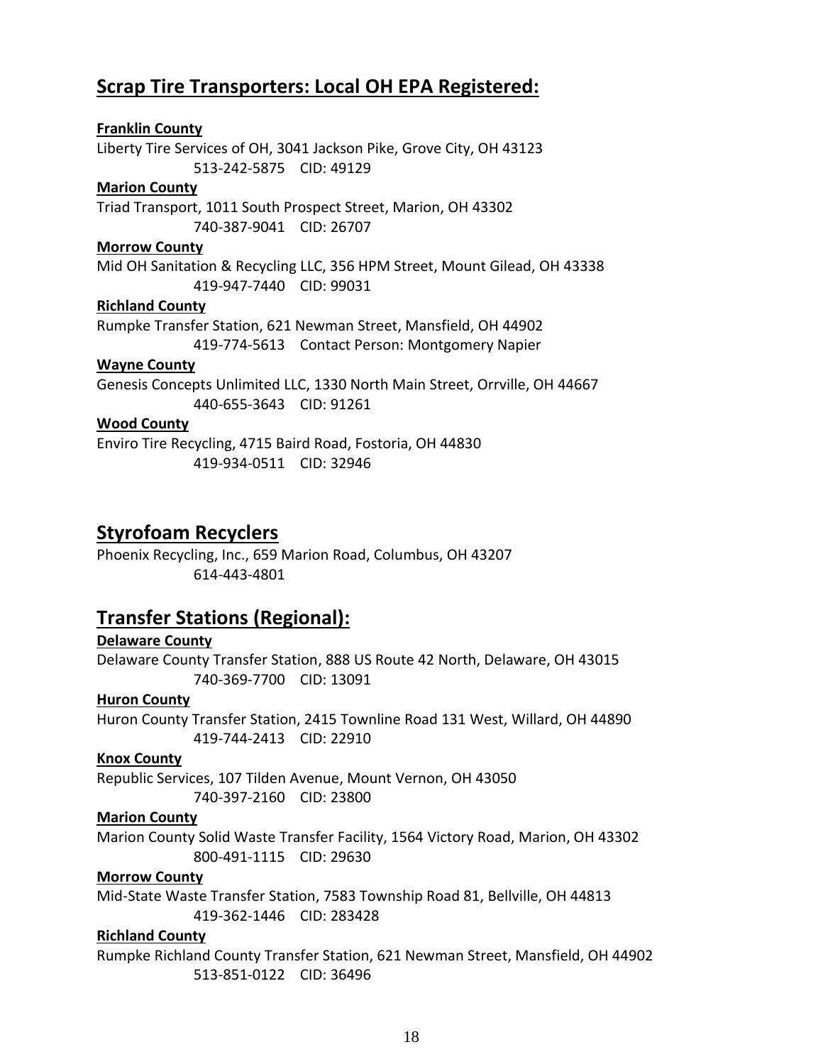## Scrap Tire Transporters: Local OH EPA Registered:

**Franklin County**

Liberty Tire Services of OH, 3041 Jackson Pike, Grove City, OH 43123
513-242-5875 CID: 49129

**Marion County**

Triad Transport, 1011 South Prospect Street, Marion, OH 43302
740-387-9041 CID: 26707

**Morrow County**

Mid OH Sanitation & Recycling LLC, 356 HPM Street, Mount Gilead, OH 43338
419-947-7440 CID: 99031

**Richland County**

Rumpke Transfer Station, 621 Newman Street, Mansfield, OH 44902
419-774-5613 Contact Person: Montgomery Napier

**Wayne County**

Genesis Concepts Unlimited LLC, 1330 North Main Street, Orrville, OH 44667
440-655-3643 CID: 91261

**Wood County**

Enviro Tire Recycling, 4715 Baird Road, Fostoria, OH 44830
419-934-0511 CID: 32946

## Styrofoam Recyclers

Phoenix Recycling, Inc., 659 Marion Road, Columbus, OH 43207
614-443-4801

## Transfer Stations (Regional):

**Delaware County**

Delaware County Transfer Station, 888 US Route 42 North, Delaware, OH 43015
740-369-7700 CID: 13091

**Huron County**

Huron County Transfer Station, 2415 Townline Road 131 West, Willard, OH 44890
419-744-2413 CID: 22910

**Knox County**

Republic Services, 107 Tilden Avenue, Mount Vernon, OH 43050
740-397-2160 CID: 23800

**Marion County**

Marion County Solid Waste Transfer Facility, 1564 Victory Road, Marion, OH 43302
800-491-1115 CID: 29630

**Morrow County**

Mid-State Waste Transfer Station, 7583 Township Road 81, Bellville, OH 44813
419-362-1446 CID: 283428

**Richland County**

Rumpke Richland County Transfer Station, 621 Newman Street, Mansfield, OH 44902
513-851-0122 CID: 36496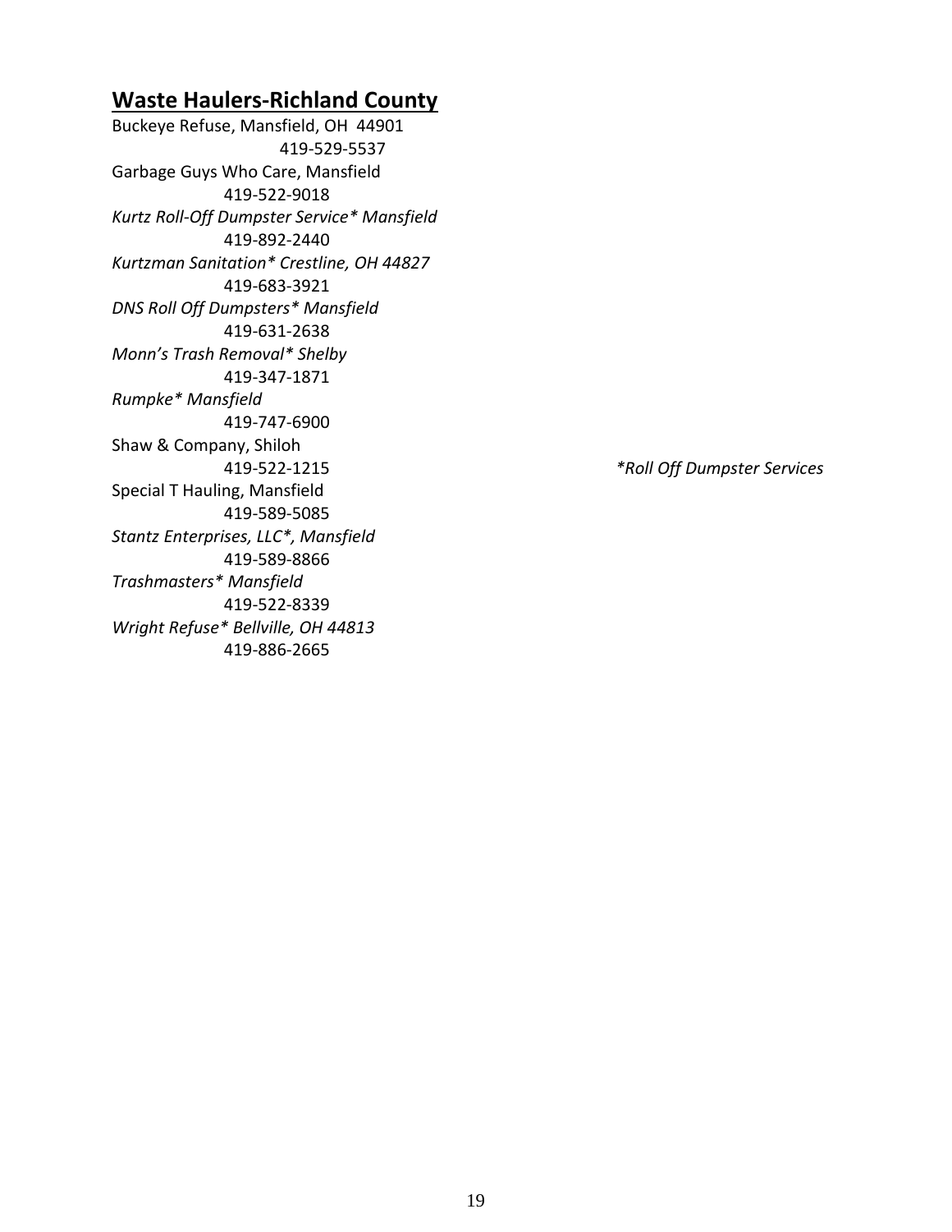## Waste Haulers-Richland County

Buckeye Refuse, Mansfield, OH 44901
419-529-5537

Garbage Guys Who Care, Mansfield
419-522-9018

*Kurtz Roll-Off Dumpster Service* Mansfield*
419-892-2440

*Kurtzman Sanitation* Crestline, OH 44827*
419-683-3921

*DNS Roll Off Dumpsters* Mansfield*
419-631-2638

*Monn's Trash Removal* Shelby*
419-347-1871

*Rumpke* Mansfield*
419-747-6900

Shaw & Company, Shiloh
419-522-1215

Special T Hauling, Mansfield
419-589-5085

*Stantz Enterprises, LLC*, Mansfield*
419-589-8866

*Trashmasters* Mansfield*
419-522-8339

*Wright Refuse* Bellville, OH 44813*
419-886-2665

**Roll Off Dumpster Services*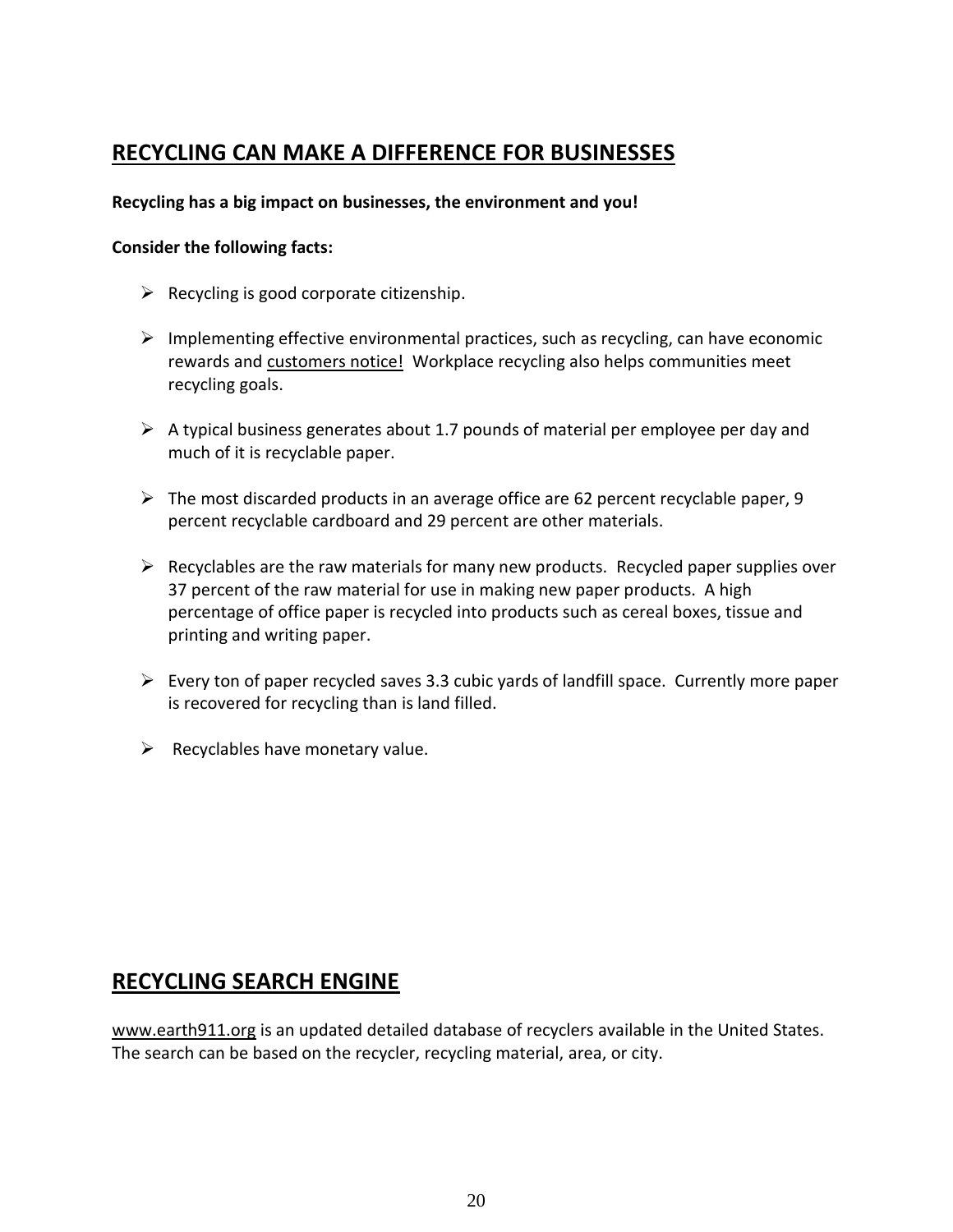## RECYCLING CAN MAKE A DIFFERENCE FOR BUSINESSES

**Recycling has a big impact on businesses, the environment and you!**

**Consider the following facts:**

- Recycling is good corporate citizenship.
- Implementing effective environmental practices, such as recycling, can have economic rewards and customers notice! Workplace recycling also helps communities meet recycling goals.
- A typical business generates about 1.7 pounds of material per employee per day and much of it is recyclable paper.
- The most discarded products in an average office are 62 percent recyclable paper, 9 percent recyclable cardboard and 29 percent are other materials.
- Recyclables are the raw materials for many new products. Recycled paper supplies over 37 percent of the raw material for use in making new paper products. A high percentage of office paper is recycled into products such as cereal boxes, tissue and printing and writing paper.
- Every ton of paper recycled saves 3.3 cubic yards of landfill space. Currently more paper is recovered for recycling than is land filled.
- Recyclables have monetary value.

## RECYCLING SEARCH ENGINE

www.earth911.org is an updated detailed database of recyclers available in the United States. The search can be based on the recycler, recycling material, area, or city.